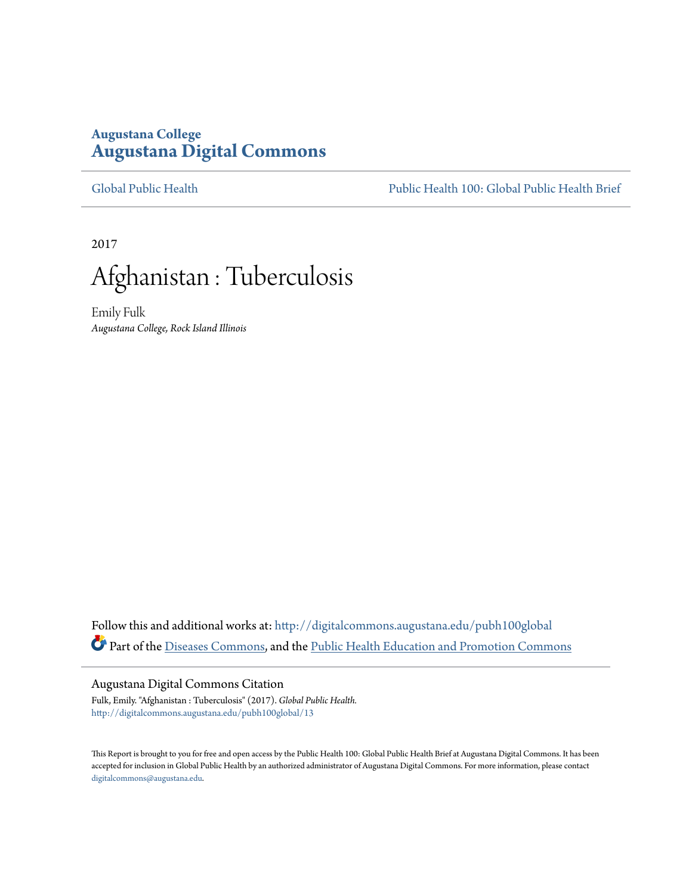Augustana College
**Augustana Digital Commons**

Global Public Health | Public Health 100: Global Public Health Brief

2017

# Afghanistan : Tuberculosis

Emily Fulk
*Augustana College, Rock Island Illinois*

Follow this and additional works at: http://digitalcommons.augustana.edu/pubh100global

Part of the Diseases Commons, and the Public Health Education and Promotion Commons

## Augustana Digital Commons Citation

Fulk, Emily. "Afghanistan : Tuberculosis" (2017). *Global Public Health.*
http://digitalcommons.augustana.edu/pubh100global/13

This Report is brought to you for free and open access by the Public Health 100: Global Public Health Brief at Augustana Digital Commons. It has been accepted for inclusion in Global Public Health by an authorized administrator of Augustana Digital Commons. For more information, please contact digitalcommons@augustana.edu.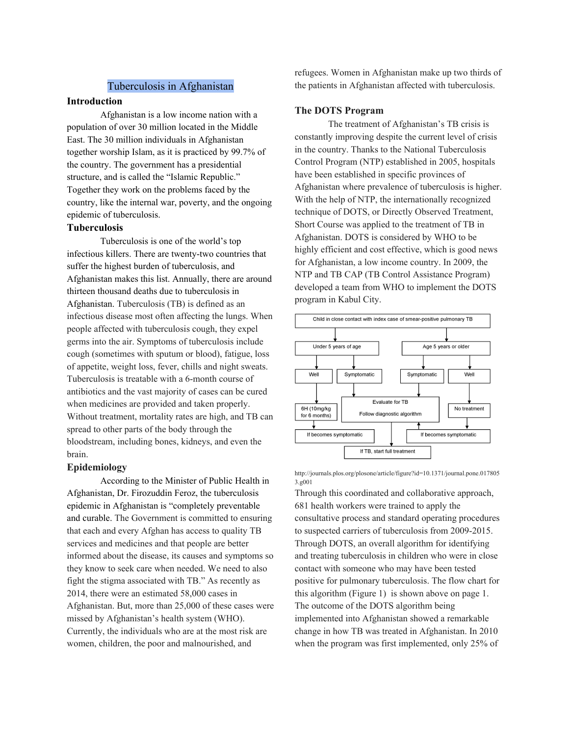# Tuberculosis in Afghanistan

## Introduction

Afghanistan is a low income nation with a population of over 30 million located in the Middle East. The 30 million individuals in Afghanistan together worship Islam, as it is practiced by 99.7% of the country. The government has a presidential structure, and is called the "Islamic Republic." Together they work on the problems faced by the country, like the internal war, poverty, and the ongoing epidemic of tuberculosis.

## Tuberculosis

Tuberculosis is one of the world's top infectious killers. There are twenty-two countries that suffer the highest burden of tuberculosis, and Afghanistan makes this list. Annually, there are around thirteen thousand deaths due to tuberculosis in Afghanistan. Tuberculosis (TB) is defined as an infectious disease most often affecting the lungs. When people affected with tuberculosis cough, they expel germs into the air. Symptoms of tuberculosis include cough (sometimes with sputum or blood), fatigue, loss of appetite, weight loss, fever, chills and night sweats. Tuberculosis is treatable with a 6-month course of antibiotics and the vast majority of cases can be cured when medicines are provided and taken properly. Without treatment, mortality rates are high, and TB can spread to other parts of the body through the bloodstream, including bones, kidneys, and even the brain.

## Epidemiology

According to the Minister of Public Health in Afghanistan, Dr. Firozuddin Feroz, the tuberculosis epidemic in Afghanistan is "completely preventable and curable. The Government is committed to ensuring that each and every Afghan has access to quality TB services and medicines and that people are better informed about the disease, its causes and symptoms so they know to seek care when needed. We need to also fight the stigma associated with TB." As recently as 2014, there were an estimated 58,000 cases in Afghanistan. But, more than 25,000 of these cases were missed by Afghanistan's health system (WHO). Currently, the individuals who are at the most risk are women, children, the poor and malnourished, and refugees. Women in Afghanistan make up two thirds of the patients in Afghanistan affected with tuberculosis.

## The DOTS Program

The treatment of Afghanistan's TB crisis is constantly improving despite the current level of crisis in the country. Thanks to the National Tuberculosis Control Program (NTP) established in 2005, hospitals have been established in specific provinces of Afghanistan where prevalence of tuberculosis is higher. With the help of NTP, the internationally recognized technique of DOTS, or Directly Observed Treatment, Short Course was applied to the treatment of TB in Afghanistan. DOTS is considered by WHO to be highly efficient and cost effective, which is good news for Afghanistan, a low income country. In 2009, the NTP and TB CAP (TB Control Assistance Program) developed a team from WHO to implement the DOTS program in Kabul City.

- Child in close contact with index case of smear-positive pulmonary TB
  - Under 5 years of age
    - Well → 6H (10mg/kg for 6 months) → If becomes symptomatic
    - Symptomatic → Evaluate for TB, Follow diagnostic algorithm
  - Age 5 years or older
    - Symptomatic → Evaluate for TB, Follow diagnostic algorithm
    - Well → No treatment → If becomes symptomatic
  - Evaluate for TB → If TB, start full treatment

http://journals.plos.org/plosone/article/figure?id=10.1371/journal.pone.0178053.g001

Through this coordinated and collaborative approach, 681 health workers were trained to apply the consultative process and standard operating procedures to suspected carriers of tuberculosis from 2009-2015. Through DOTS, an overall algorithm for identifying and treating tuberculosis in children who were in close contact with someone who may have been tested positive for pulmonary tuberculosis. The flow chart for this algorithm (Figure 1) is shown above on page 1. The outcome of the DOTS algorithm being implemented into Afghanistan showed a remarkable change in how TB was treated in Afghanistan. In 2010 when the program was first implemented, only 25% of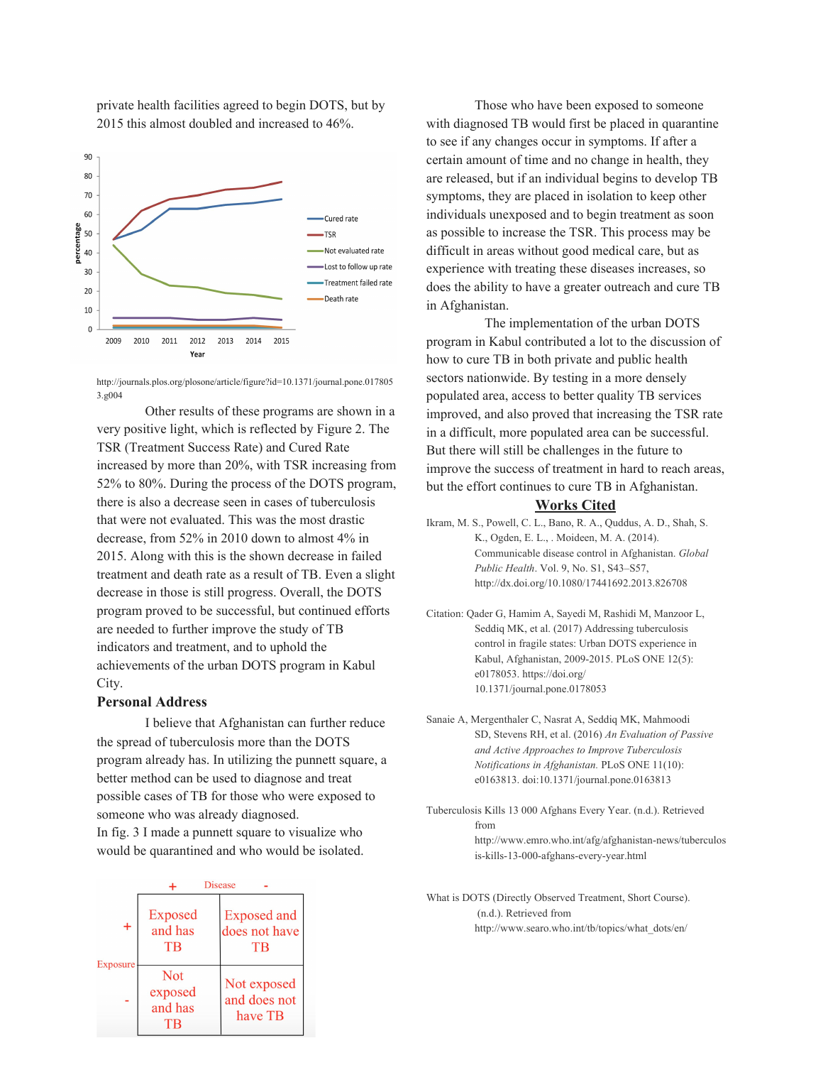private health facilities agreed to begin DOTS, but by 2015 this almost doubled and increased to 46%.

90
80
70
60
50
40
30
20
10
0
percentage
2009 2010 2011 2012 2013 2014 2015
Year
Cured rate
TSR
Not evaluated rate
Lost to follow up rate
Treatment failed rate
Death rate

http://journals.plos.org/plosone/article/figure?id=10.1371/journal.pone.0178053.g004

Other results of these programs are shown in a very positive light, which is reflected by Figure 2. The TSR (Treatment Success Rate) and Cured Rate increased by more than 20%, with TSR increasing from 52% to 80%. During the process of the DOTS program, there is also a decrease seen in cases of tuberculosis that were not evaluated. This was the most drastic decrease, from 52% in 2010 down to almost 4% in 2015. Along with this is the shown decrease in failed treatment and death rate as a result of TB. Even a slight decrease in those is still progress. Overall, the DOTS program proved to be successful, but continued efforts are needed to further improve the study of TB indicators and treatment, and to uphold the achievements of the urban DOTS program in Kabul City.

**Personal Address**

I believe that Afghanistan can further reduce the spread of tuberculosis more than the DOTS program already has. In utilizing the punnett square, a better method can be used to diagnose and treat possible cases of TB for those who were exposed to someone who was already diagnosed.
In fig. 3 I made a punnett square to visualize who would be quarantined and who would be isolated.

| Exposure \ Disease | + | - |
|---|---|---|
| + | Exposed and has TB | Exposed and does not have TB |
| - | Not exposed and has TB | Not exposed and does not have TB |

Those who have been exposed to someone with diagnosed TB would first be placed in quarantine to see if any changes occur in symptoms. If after a certain amount of time and no change in health, they are released, but if an individual begins to develop TB symptoms, they are placed in isolation to keep other individuals unexposed and to begin treatment as soon as possible to increase the TSR. This process may be difficult in areas without good medical care, but as experience with treating these diseases increases, so does the ability to have a greater outreach and cure TB in Afghanistan.

The implementation of the urban DOTS program in Kabul contributed a lot to the discussion of how to cure TB in both private and public health sectors nationwide. By testing in a more densely populated area, access to better quality TB services improved, and also proved that increasing the TSR rate in a difficult, more populated area can be successful. But there will still be challenges in the future to improve the success of treatment in hard to reach areas, but the effort continues to cure TB in Afghanistan.

## Works Cited

Ikram, M. S., Powell, C. L., Bano, R. A., Quddus, A. D., Shah, S. K., Ogden, E. L., . Moideen, M. A. (2014). Communicable disease control in Afghanistan. *Global Public Health*. Vol. 9, No. S1, S43–S57, http://dx.doi.org/10.1080/17441692.2013.826708

Citation: Qader G, Hamim A, Sayedi M, Rashidi M, Manzoor L, Seddiq MK, et al. (2017) Addressing tuberculosis control in fragile states: Urban DOTS experience in Kabul, Afghanistan, 2009-2015. PLoS ONE 12(5): e0178053. https://doi.org/10.1371/journal.pone.0178053

Sanaie A, Mergenthaler C, Nasrat A, Seddiq MK, Mahmoodi SD, Stevens RH, et al. (2016) *An Evaluation of Passive and Active Approaches to Improve Tuberculosis Notifications in Afghanistan*. PLoS ONE 11(10): e0163813. doi:10.1371/journal.pone.0163813

Tuberculosis Kills 13 000 Afghans Every Year. (n.d.). Retrieved from http://www.emro.who.int/afg/afghanistan-news/tuberculosis-kills-13-000-afghans-every-year.html

What is DOTS (Directly Observed Treatment, Short Course). (n.d.). Retrieved from http://www.searo.who.int/tb/topics/what_dots/en/